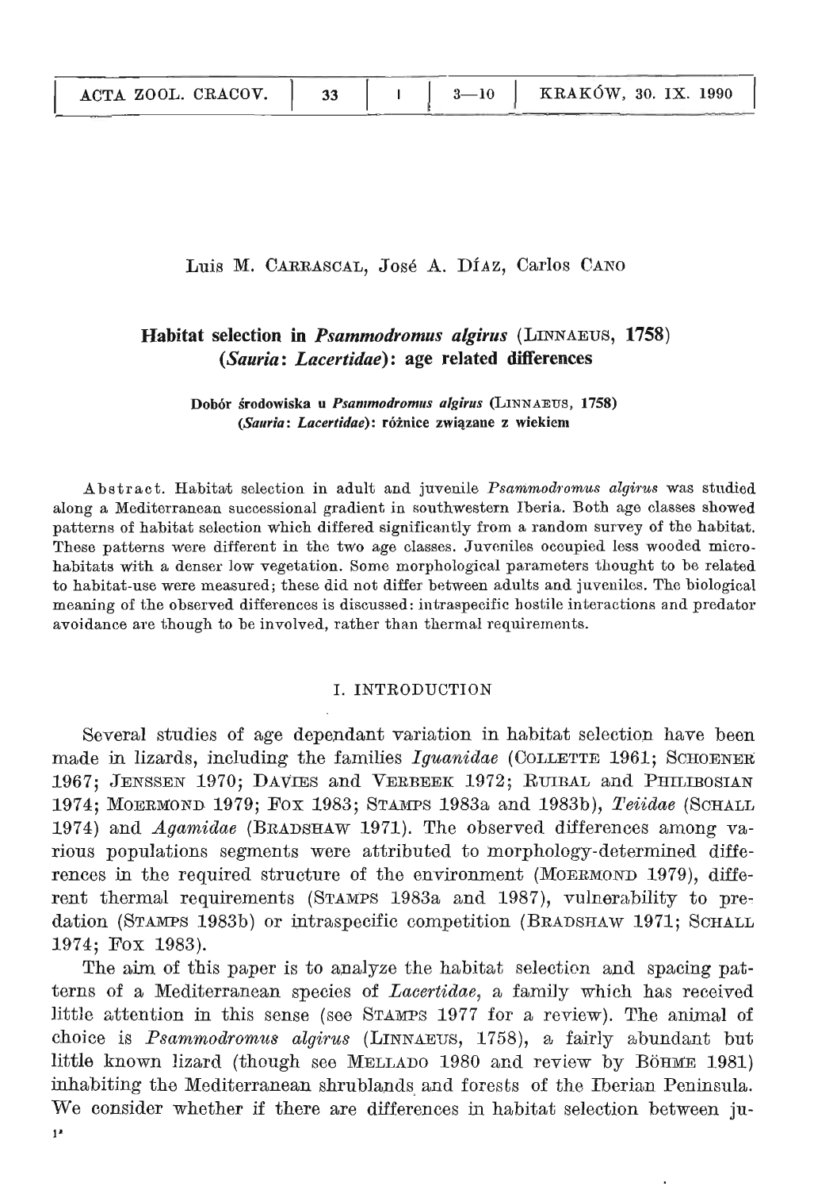Luis M. CARRASCAL, José A. DÍAZ, Carlos CANO

# Habitat selection in *Psammodromus algirus* (LINNAEUS, 1758) (*Sauria*: *Lacertidae*): age related differences

**Dobór środowiska u *Psammodromus algirus* (LINNAEUS, 1758) (*Sauria*: *Lacertidae*): różnice związane z wiekiem**

Abstract. Habitat selection in adult and juvenile *Psammodromus algirus* was studied along a Mediterranean successional gradient in southwestern Iberia. Both age classes showed patterns of habitat selection which differed significantly from a random survey of the habitat. These patterns were different in the two age classes. Juveniles occupied less wooded microhabitats with a denser low vegetation. Some morphological parameters thought to be related to habitat-use were measured; these did not differ between adults and juveniles. The biological meaning of the observed differences is discussed: intraspecific hostile interactions and predator avoidance are though to be involved, rather than thermal requirements.

## I. INTRODUCTION

Several studies of age dependant variation in habitat selection have been made in lizards, including the families *Iguanidae* (COLLETTE 1961; SCHOENER 1967; JENSSEN 1970; DAVIES and VERBEEK 1972; RUIBAL and PHILIBOSIAN 1974; MOERMOND 1979; FOX 1983; STAMPS 1983a and 1983b), *Teiidae* (SCHALL 1974) and *Agamidae* (BRADSHAW 1971). The observed differences among various populations segments were attributed to morphology-determined differences in the required structure of the environment (MOERMOND 1979), different thermal requirements (STAMPS 1983a and 1987), vulnerability to predation (STAMPS 1983b) or intraspecific competition (BRADSHAW 1971; SCHALL 1974; FOX 1983).

The aim of this paper is to analyze the habitat selection and spacing patterns of a Mediterranean species of *Lacertidae*, a family which has received little attention in this sense (see STAMPS 1977 for a review). The animal of choice is *Psammodromus algirus* (LINNAEUS, 1758), a fairly abundant but little known lizard (though see MELLADO 1980 and review by BÖHME 1981) inhabiting the Mediterranean shrublands and forests of the Iberian Peninsula. We consider whether if there are differences in habitat selection between ju-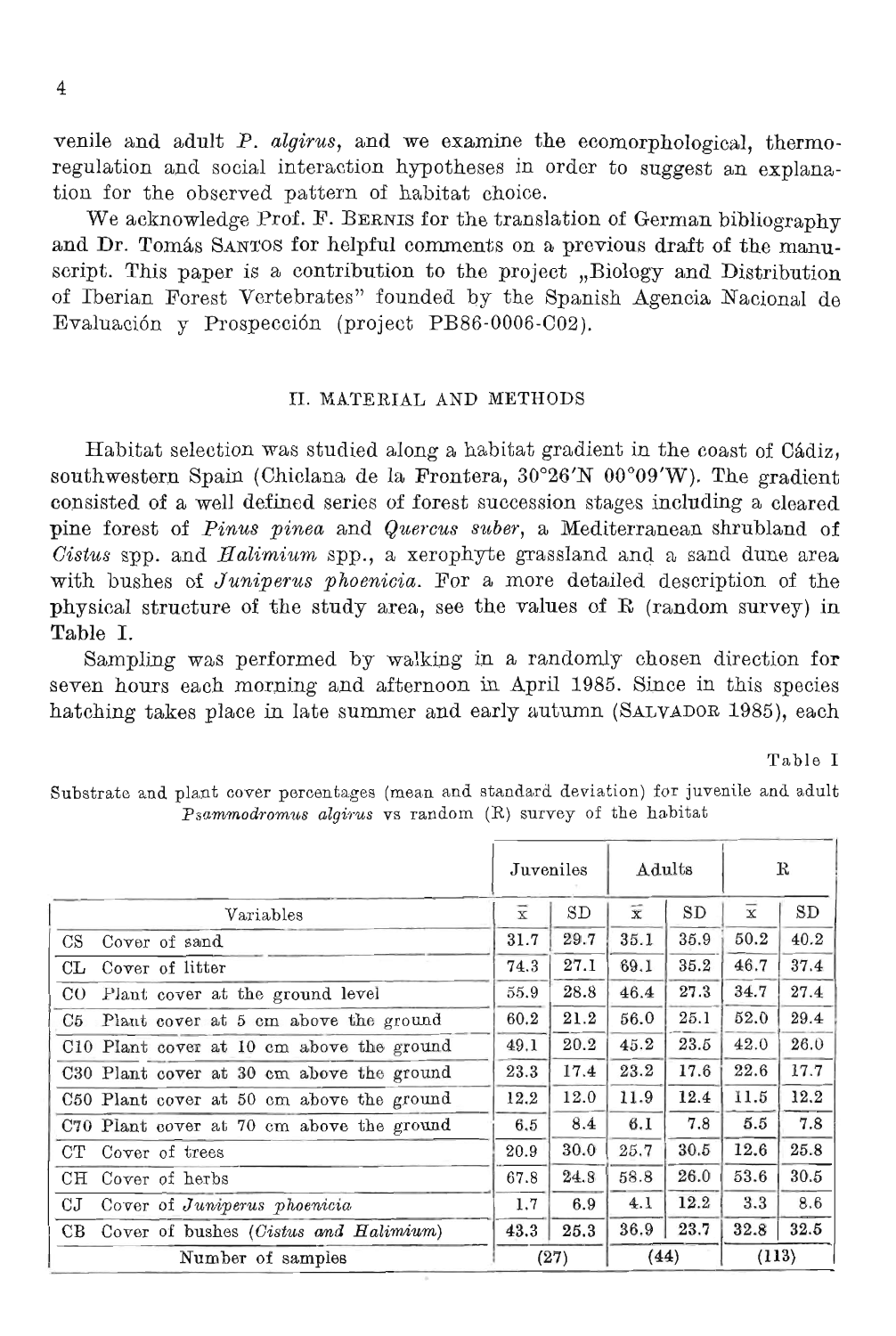venile and adult *P. algirus*, and we examine the ecomorphological, thermoregulation and social interaction hypotheses in order to suggest an explanation for the observed pattern of habitat choice.

We acknowledge Prof. F. BERNIS for the translation of German bibliography and Dr. Tomás SANTOS for helpful comments on a previous draft of the manuscript. This paper is a contribution to the project „Biology and Distribution of Iberian Forest Vertebrates" founded by the Spanish Agencia Nacional de Evaluación y Prospección (project PB86-0006-C02).

## II. MATERIAL AND METHODS

Habitat selection was studied along a habitat gradient in the coast of Cádiz, southwestern Spain (Chiclana de la Frontera, 30°26'N 00°09'W). The gradient consisted of a well defined series of forest succession stages including a cleared pine forest of *Pinus pinea* and *Quercus suber*, a Mediterranean shrubland of *Cistus* spp. and *Halimium* spp., a xerophyte grassland and a sand dune area with bushes of *Juniperus phoenicia*. For a more detailed description of the physical structure of the study area, see the values of R (random survey) in Table I.

Sampling was performed by walking in a randomly chosen direction for seven hours each morning and afternoon in April 1985. Since in this species hatching takes place in late summer and early autumn (SALVADOR 1985), each

Table I

Substrate and plant cover percentages (mean and standard deviation) for juvenile and adult *Psammodromus algirus* vs random (R) survey of the habitat

| Variables | Juveniles | | Adults | | R | |
|---|---|---|---|---|---|---|
| | $\bar{x}$ | SD | $\bar{x}$ | SD | $\bar{x}$ | SD |
| CS Cover of sand | 31.7 | 29.7 | 35.1 | 35.9 | 50.2 | 40.2 |
| CL Cover of litter | 74.3 | 27.1 | 69.1 | 35.2 | 46.7 | 37.4 |
| CO Plant cover at the ground level | 55.9 | 28.8 | 46.4 | 27.3 | 34.7 | 27.4 |
| C5 Plant cover at 5 cm above the ground | 60.2 | 21.2 | 56.0 | 25.1 | 52.0 | 29.4 |
| C10 Plant cover at 10 cm above the ground | 49.1 | 20.2 | 45.2 | 23.5 | 42.0 | 26.0 |
| C30 Plant cover at 30 cm above the ground | 23.3 | 17.4 | 23.2 | 17.6 | 22.6 | 17.7 |
| C50 Plant cover at 50 cm above the ground | 12.2 | 12.0 | 11.9 | 12.4 | 11.5 | 12.2 |
| C70 Plant cover at 70 cm above the ground | 6.5 | 8.4 | 6.1 | 7.8 | 5.5 | 7.8 |
| CT Cover of trees | 20.9 | 30.0 | 25.7 | 30.5 | 12.6 | 25.8 |
| CH Cover of herbs | 67.8 | 24.8 | 58.8 | 26.0 | 53.6 | 30.5 |
| CJ Cover of *Juniperus phoenicia* | 1.7 | 6.9 | 4.1 | 12.2 | 3.3 | 8.6 |
| CB Cover of bushes (*Cistus* and *Halimium*) | 43.3 | 25.3 | 36.9 | 23.7 | 32.8 | 32.5 |
| Number of samples | (27) | | (44) | | (113) | |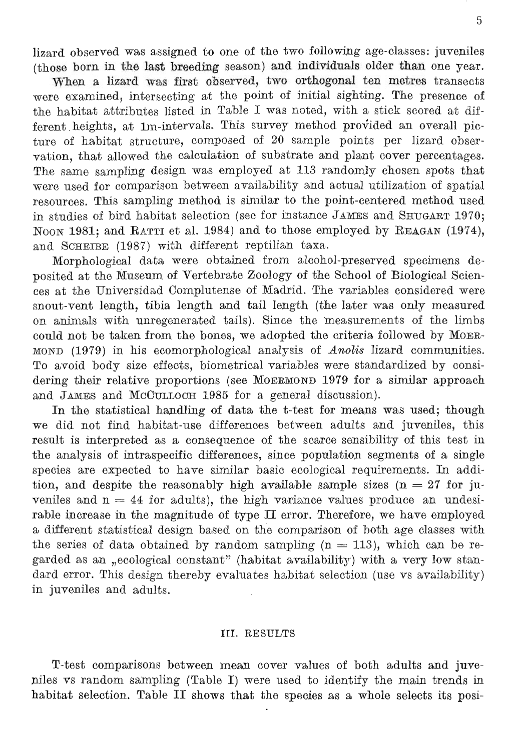lizard observed was assigned to one of the two following age-classes: juveniles (those born in the last breeding season) and individuals older than one year.

When a lizard was first observed, two orthogonal ten metres transects were examined, intersecting at the point of initial sighting. The presence of the habitat attributes listed in Table I was noted, with a stick scored at different heights, at 1m-intervals. This survey method provided an overall picture of habitat structure, composed of 20 sample points per lizard observation, that allowed the calculation of substrate and plant cover percentages. The same sampling design was employed at 113 randomly chosen spots that were used for comparison between availability and actual utilization of spatial resources. This sampling method is similar to the point-centered method used in studies of bird habitat selection (see for instance JAMES and SHUGART 1970; NOON 1981; and RATTI et al. 1984) and to those employed by REAGAN (1974), and SCHEIBE (1987) with different reptilian taxa.

Morphological data were obtained from alcohol-preserved specimens deposited at the Museum of Vertebrate Zoology of the School of Biological Sciences at the Universidad Complutense of Madrid. The variables considered were snout-vent length, tibia length and tail length (the later was only measured on animals with unregenerated tails). Since the measurements of the limbs could not be taken from the bones, we adopted the criteria followed by MOERMOND (1979) in his ecomorphological analysis of *Anolis* lizard communities. To avoid body size effects, biometrical variables were standardized by considering their relative proportions (see MOERMOND 1979 for a similar approach and JAMES and MCCULLOCH 1985 for a general discussion).

In the statistical handling of data the t-test for means was used; though we did not find habitat-use differences between adults and juveniles, this result is interpreted as a consequence of the scarce sensibility of this test in the analysis of intraspecific differences, since population segments of a single species are expected to have similar basic ecological requirements. In addition, and despite the reasonably high available sample sizes ($n = 27$ for juveniles and $n = 44$ for adults), the high variance values produce an undesirable increase in the magnitude of type II error. Therefore, we have employed a different statistical design based on the comparison of both age classes with the series of data obtained by random sampling ($n = 113$), which can be regarded as an „ecological constant" (habitat availability) with a very low standard error. This design thereby evaluates habitat selection (use vs availability) in juveniles and adults.

## III. RESULTS

T-test comparisons between mean cover values of both adults and juveniles vs random sampling (Table I) were used to identify the main trends in habitat selection. Table II shows that the species as a whole selects its posi-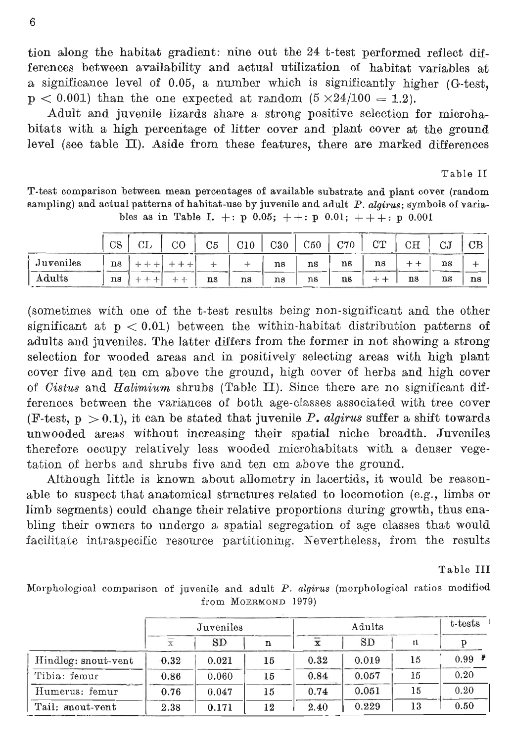tion along the habitat gradient: nine out the 24 t-test performed reflect differences between availability and actual utilization of habitat variables at a significance level of 0.05, a number which is significantly higher (G-test, $p < 0.001$) than the one expected at random ($5 \times 24/100 = 1.2$).

Adult and juvenile lizards share a strong positive selection for microhabitats with a high percentage of litter cover and plant cover at the ground level (see table II). Aside from these features, there are marked differences

Table II

T-test comparison between mean percentages of available substrate and plant cover (random sampling) and actual patterns of habitat-use by juvenile and adult *P. algirus*; symbols of variables as in Table I. +: p 0.05; ++: p 0.01; +++: p 0.001

| | CS | CL | CO | C5 | C10 | C30 | C50 | C70 | CT | CH | CJ | CB |
|---|---|---|---|---|---|---|---|---|---|---|---|---|
| Juveniles | ns | +++ | +++ | + | + | ns | ns | ns | ns | ++ | ns | + |
| Adults | ns | +++ | ++ | ns | ns | ns | ns | ns | ++ | ns | ns | ns |

(sometimes with one of the t-test results being non-significant and the other significant at $p < 0.01$) between the within-habitat distribution patterns of adults and juveniles. The latter differs from the former in not showing a strong selection for wooded areas and in positively selecting areas with high plant cover five and ten cm above the ground, high cover of herbs and high cover of *Cistus* and *Halimium* shrubs (Table II). Since there are no significant differences between the variances of both age-classes associated with tree cover (F-test, $p > 0.1$), it can be stated that juvenile *P. algirus* suffer a shift towards unwooded areas without increasing their spatial niche breadth. Juveniles therefore occupy relatively less wooded microhabitats with a denser vegetation of herbs and shrubs five and ten cm above the ground.

Although little is known about allometry in lacertids, it would be reasonable to suspect that anatomical structures related to locomotion (e.g., limbs or limb segments) could change their relative proportions during growth, thus enabling their owners to undergo a spatial segregation of age classes that would facilitate intraspecific resource partitioning. Nevertheless, from the results

Table III

Morphological comparison of juvenile and adult *P. algirus* (morphological ratios modified from MOERMOND 1979)

| | Juveniles | | | Adults | | | t-tests |
|---|---|---|---|---|---|---|---|
| | $\bar{x}$ | SD | n | $\bar{x}$ | SD | n | p |
| Hindleg: snout-vent | 0.32 | 0.021 | 15 | 0.32 | 0.019 | 15 | 0.99 |
| Tibia: femur | 0.86 | 0.060 | 15 | 0.84 | 0.057 | 15 | 0.20 |
| Humerus: femur | 0.76 | 0.047 | 15 | 0.74 | 0.051 | 15 | 0.20 |
| Tail: snout-vent | 2.38 | 0.171 | 12 | 2.40 | 0.229 | 13 | 0.50 |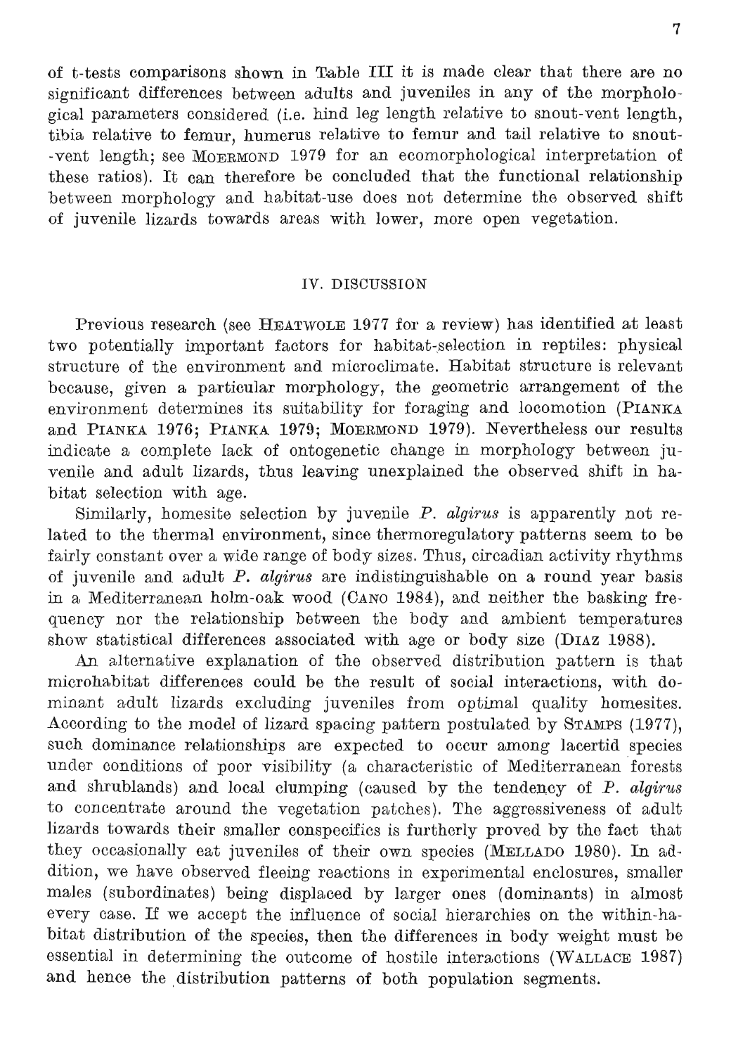of t-tests comparisons shown in Table III it is made clear that there are no significant differences between adults and juveniles in any of the morphological parameters considered (i.e. hind leg length relative to snout-vent length, tibia relative to femur, humerus relative to femur and tail relative to snout-vent length; see MOERMOND 1979 for an ecomorphological interpretation of these ratios). It can therefore be concluded that the functional relationship between morphology and habitat-use does not determine the observed shift of juvenile lizards towards areas with lower, more open vegetation.

## IV. DISCUSSION

Previous research (see HEATWOLE 1977 for a review) has identified at least two potentially important factors for habitat-selection in reptiles: physical structure of the environment and microclimate. Habitat structure is relevant because, given a particular morphology, the geometric arrangement of the environment determines its suitability for foraging and locomotion (PIANKA and PIANKA 1976; PIANKA 1979; MOERMOND 1979). Nevertheless our results indicate a complete lack of ontogenetic change in morphology between juvenile and adult lizards, thus leaving unexplained the observed shift in habitat selection with age.

Similarly, homesite selection by juvenile *P. algirus* is apparently not related to the thermal environment, since thermoregulatory patterns seem to be fairly constant over a wide range of body sizes. Thus, circadian activity rhythms of juvenile and adult *P. algirus* are indistinguishable on a round year basis in a Mediterranean holm-oak wood (CANO 1984), and neither the basking frequency nor the relationship between the body and ambient temperatures show statistical differences associated with age or body size (DIAZ 1988).

An alternative explanation of the observed distribution pattern is that microhabitat differences could be the result of social interactions, with dominant adult lizards excluding juveniles from optimal quality homesites. According to the model of lizard spacing pattern postulated by STAMPS (1977), such dominance relationships are expected to occur among lacertid species under conditions of poor visibility (a characteristic of Mediterranean forests and shrublands) and local clumping (caused by the tendency of *P. algirus* to concentrate around the vegetation patches). The aggressiveness of adult lizards towards their smaller conspecifics is furtherly proved by the fact that they occasionally eat juveniles of their own species (MELLADO 1980). In addition, we have observed fleeing reactions in experimental enclosures, smaller males (subordinates) being displaced by larger ones (dominants) in almost every case. If we accept the influence of social hierarchies on the within-habitat distribution of the species, then the differences in body weight must be essential in determining the outcome of hostile interactions (WALLACE 1987) and hence the distribution patterns of both population segments.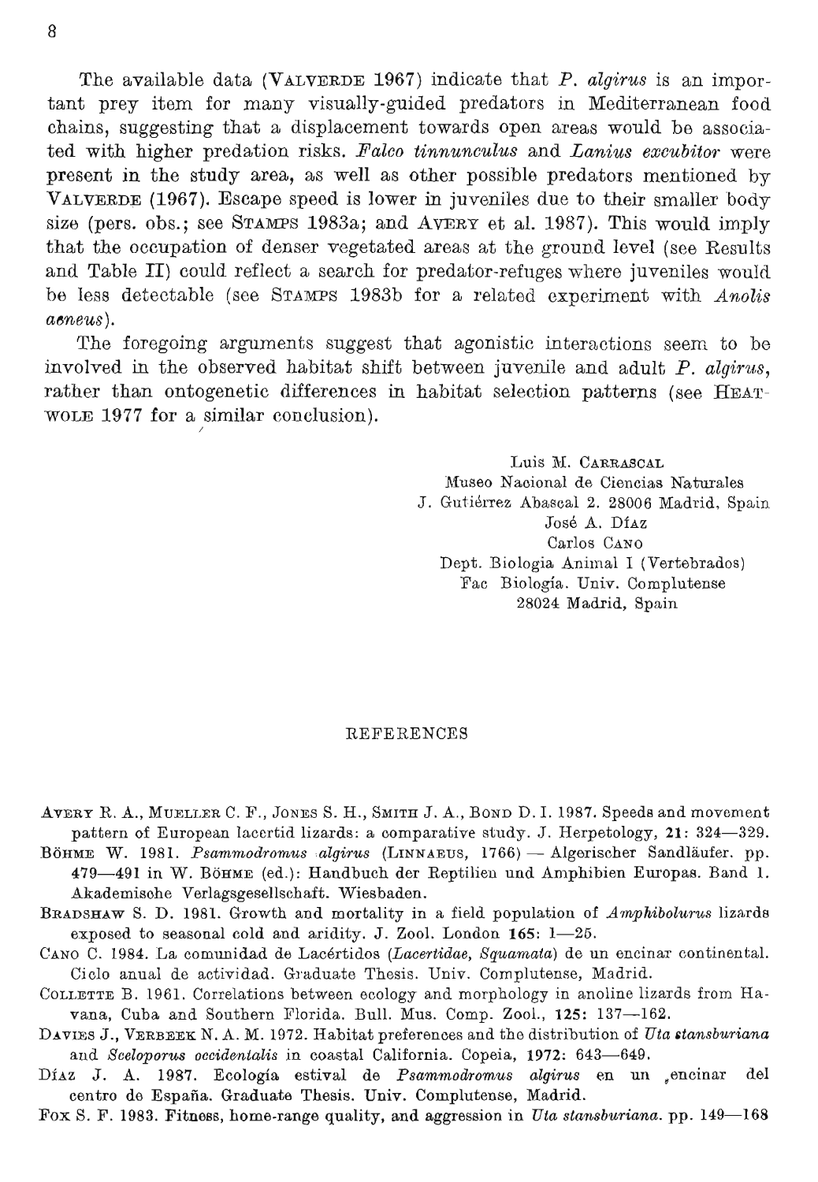The available data (VALVERDE 1967) indicate that *P. algirus* is an important prey item for many visually-guided predators in Mediterranean food chains, suggesting that a displacement towards open areas would be associated with higher predation risks. *Falco tinnunculus* and *Lanius excubitor* were present in the study area, as well as other possible predators mentioned by VALVERDE (1967). Escape speed is lower in juveniles due to their smaller body size (pers. obs.; see STAMPS 1983a; and AVERY et al. 1987). This would imply that the occupation of denser vegetated areas at the ground level (see Results and Table II) could reflect a search for predator-refuges where juveniles would be less detectable (see STAMPS 1983b for a related experiment with *Anolis aeneus*).

The foregoing arguments suggest that agonistic interactions seem to be involved in the observed habitat shift between juvenile and adult *P. algirus*, rather than ontogenetic differences in habitat selection patterns (see HEATWOLE 1977 for a similar conclusion).

Luis M. CARRASCAL
Museo Nacional de Ciencias Naturales
J. Gutiérrez Abascal 2. 28006 Madrid, Spain
José A. DÍAZ
Carlos CANO
Dept. Biologia Animal I (Vertebrados)
Fac Biología. Univ. Complutense
28024 Madrid, Spain

## REFERENCES

AVERY R. A., MUELLER C. F., JONES S. H., SMITH J. A., BOND D. I. 1987. Speeds and movement pattern of European lacertid lizards: a comparative study. J. Herpetology, **21**: 324—329.

BÖHME W. 1981. *Psammodromus algirus* (LINNAEUS, 1766) — Algerischer Sandläufer. pp. 479—491 in W. BÖHME (ed.): Handbuch der Reptilien und Amphibien Europas. Band 1. Akademische Verlagsgesellschaft. Wiesbaden.

BRADSHAW S. D. 1981. Growth and mortality in a field population of *Amphibolurus* lizards exposed to seasonal cold and aridity. J. Zool. London **165**: 1—25.

CANO C. 1984. La comunidad de Lacértidos (*Lacertidae, Squamata*) de un encinar continental. Ciclo anual de actividad. Graduate Thesis. Univ. Complutense, Madrid.

COLLETTE B. 1961. Correlations between ecology and morphology in anoline lizards from Havana, Cuba and Southern Florida. Bull. Mus. Comp. Zool., **125**: 137—162.

DAVIES J., VERBEEK N. A. M. 1972. Habitat preferences and the distribution of *Uta stansburiana* and *Sceloporus occidentalis* in coastal California. Copeia, **1972**: 643—649.

DÍAZ J. A. 1987. Ecología estival de *Psammodromus algirus* en un encinar del centro de España. Graduate Thesis. Univ. Complutense, Madrid.

FOX S. F. 1983. Fitness, home-range quality, and aggression in *Uta stansburiana*. pp. 149—168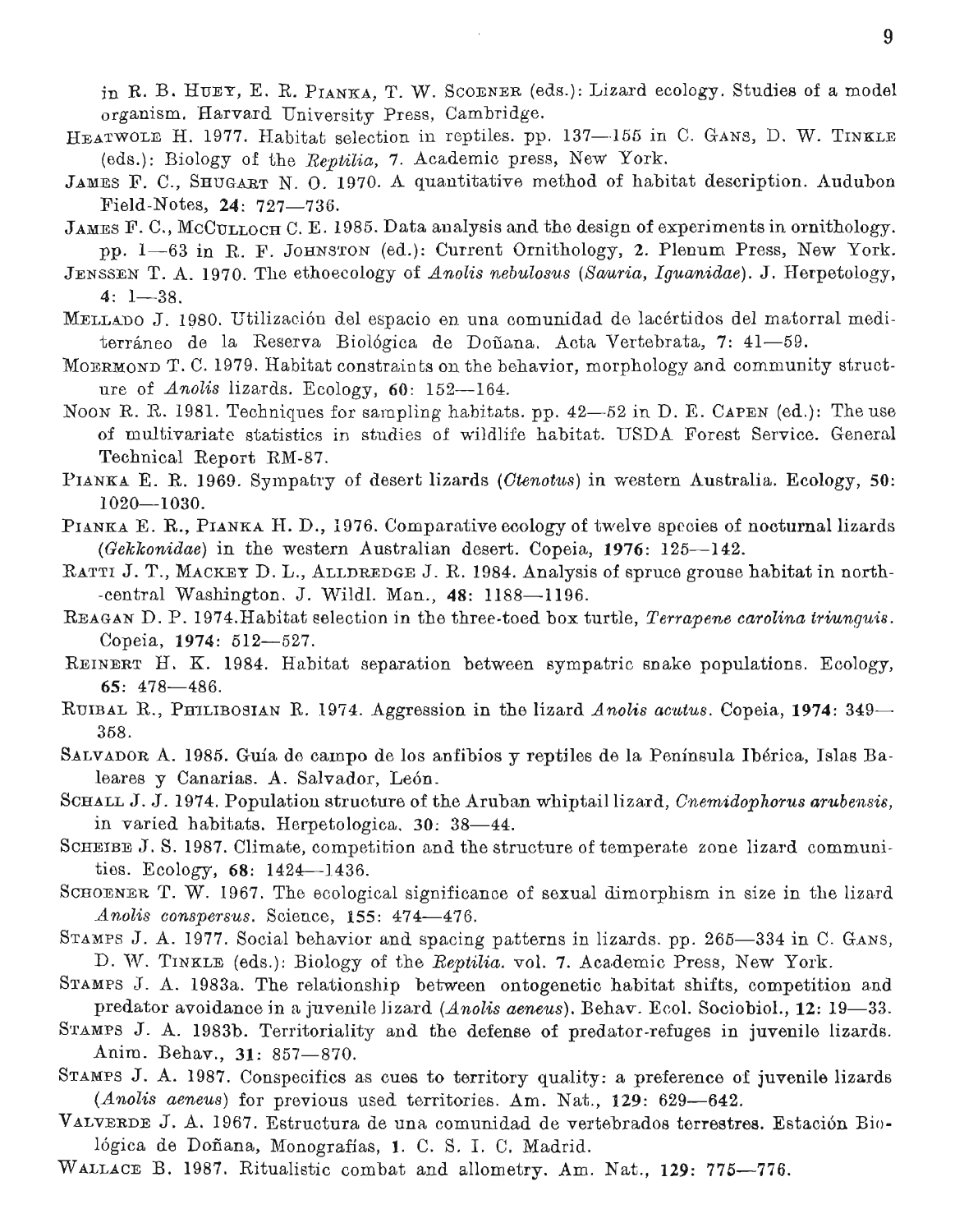in R. B. Huey, E. R. Pianka, T. W. Scoener (eds.): Lizard ecology. Studies of a model organism. Harvard University Press, Cambridge.

Heatwole H. 1977. Habitat selection in reptiles. pp. 137—155 in C. Gans, D. W. Tinkle (eds.): Biology of the *Reptilia*, 7. Academic press, New York.

James F. C., Shugart N. O. 1970. A quantitative method of habitat description. Audubon Field-Notes, **24**: 727—736.

James F. C., McCulloch C. E. 1985. Data analysis and the design of experiments in ornithology. pp. 1—63 in R. F. Johnston (ed.): Current Ornithology, **2**. Plenum Press, New York.

Jenssen T. A. 1970. The ethoecology of *Anolis nebulosus* (*Sauria, Iguanidae*). J. Herpetology, **4**: 1—38.

Mellado J. 1980. Utilización del espacio en una comunidad de lacértidos del matorral mediterráneo de la Reserva Biológica de Doñana. Acta Vertebrata, **7**: 41—59.

Moermond T. C. 1979. Habitat constraints on the behavior, morphology and community structure of *Anolis* lizards. Ecology, **60**: 152—164.

Noon R. R. 1981. Techniques for sampling habitats. pp. 42—52 in D. E. Capen (ed.): The use of multivariate statistics in studies of wildlife habitat. USDA Forest Service. General Technical Report RM-87.

Pianka E. R. 1969. Sympatry of desert lizards (*Ctenotus*) in western Australia. Ecology, **50**: 1020—1030.

Pianka E. R., Pianka H. D., 1976. Comparative ecology of twelve species of nocturnal lizards (*Gekkonidae*) in the western Australian desert. Copeia, **1976**: 125—142.

Ratti J. T., Mackey D. L., Alldredge J. R. 1984. Analysis of spruce grouse habitat in north--central Washington. J. Wildl. Man., **48**: 1188—1196.

Reagan D. P. 1974. Habitat selection in the three-toed box turtle, *Terrapene carolina triunguis*. Copeia, **1974**: 512—527.

Reinert H. K. 1984. Habitat separation between sympatric snake populations. Ecology, **65**: 478—486.

Ruibal R., Philibosian R. 1974. Aggression in the lizard *Anolis acutus*. Copeia, **1974**: 349—358.

Salvador A. 1985. Guía de campo de los anfibios y reptiles de la Península Ibérica, Islas Baleares y Canarias. A. Salvador, León.

Schall J. J. 1974. Population structure of the Aruban whiptail lizard, *Cnemidophorus arubensis*, in varied habitats. Herpetologica, **30**: 38—44.

Scheibe J. S. 1987. Climate, competition and the structure of temperate zone lizard communities. Ecology, **68**: 1424—1436.

Schoener T. W. 1967. The ecological significance of sexual dimorphism in size in the lizard *Anolis conspersus*. Science, **155**: 474—476.

Stamps J. A. 1977. Social behavior and spacing patterns in lizards. pp. 265—334 in C. Gans, D. W. Tinkle (eds.): Biology of the *Reptilia*. vol. **7**. Academic Press, New York.

Stamps J. A. 1983a. The relationship between ontogenetic habitat shifts, competition and predator avoidance in a juvenile lizard (*Anolis aeneus*). Behav. Ecol. Sociobiol., **12**: 19—33.

Stamps J. A. 1983b. Territoriality and the defense of predator-refuges in juvenile lizards. Anim. Behav., **31**: 857—870.

Stamps J. A. 1987. Conspecifics as cues to territory quality: a preference of juvenile lizards (*Anolis aeneus*) for previous used territories. Am. Nat., **129**: 629—642.

Valverde J. A. 1967. Estructura de una comunidad de vertebrados terrestres. Estación Biológica de Doñana, Monografías, **1**. C. S. I. C. Madrid.

Wallace B. 1987. Ritualistic combat and allometry. Am. Nat., **129**: 775—776.